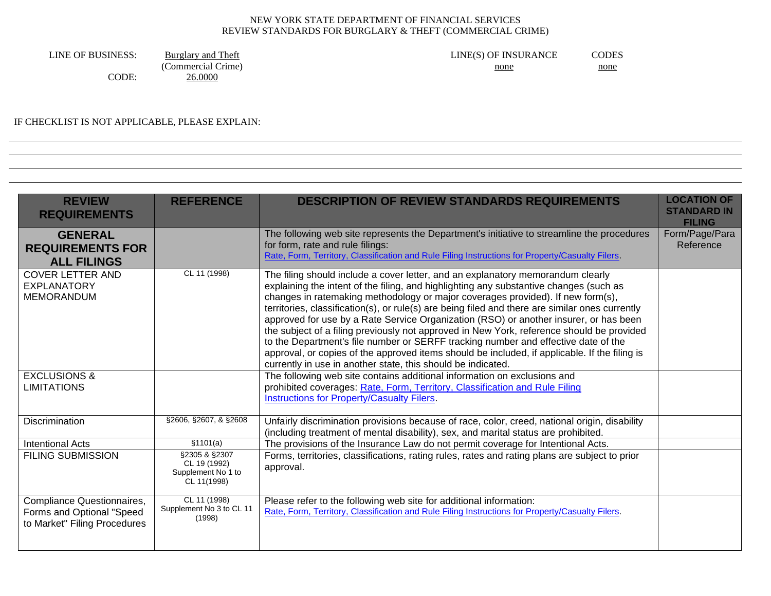NEW YORK STATE DEPARTMENT OF FINANCIAL SERVICES
REVIEW STANDARDS FOR BURGLARY & THEFT (COMMERCIAL CRIME)

LINE OF BUSINESS: Burglary and Theft (Commercial Crime)
CODE: 26.0000

LINE(S) OF INSURANCE: none
CODES: none

IF CHECKLIST IS NOT APPLICABLE, PLEASE EXPLAIN:

| REVIEW REQUIREMENTS | REFERENCE | DESCRIPTION OF REVIEW STANDARDS REQUIREMENTS | LOCATION OF STANDARD IN FILING |
|---|---|---|---|
| **GENERAL REQUIREMENTS FOR ALL FILINGS** | | The following web site represents the Department's initiative to streamline the procedures for form, rate and rule filings: Rate, Form, Territory, Classification and Rule Filing Instructions for Property/Casualty Filers. | Form/Page/Para Reference |
| COVER LETTER AND EXPLANATORY MEMORANDUM | CL 11 (1998) | The filing should include a cover letter, and an explanatory memorandum clearly explaining the intent of the filing, and highlighting any substantive changes (such as changes in ratemaking methodology or major coverages provided). If new form(s), territories, classification(s), or rule(s) are being filed and there are similar ones currently approved for use by a Rate Service Organization (RSO) or another insurer, or has been the subject of a filing previously not approved in New York, reference should be provided to the Department's file number or SERFF tracking number and effective date of the approval, or copies of the approved items should be included, if applicable. If the filing is currently in use in another state, this should be indicated. | |
| EXCLUSIONS & LIMITATIONS | | The following web site contains additional information on exclusions and prohibited coverages: Rate, Form, Territory, Classification and Rule Filing Instructions for Property/Casualty Filers. | |
| Discrimination | §2606, §2607, & §2608 | Unfairly discrimination provisions because of race, color, creed, national origin, disability (including treatment of mental disability), sex, and marital status are prohibited. | |
| Intentional Acts | §1101(a) | The provisions of the Insurance Law do not permit coverage for Intentional Acts. | |
| FILING SUBMISSION | §2305 & §2307<br>CL 19 (1992)<br>Supplement No 1 to CL 11(1998) | Forms, territories, classifications, rating rules, rates and rating plans are subject to prior approval. | |
| Compliance Questionnaires, Forms and Optional "Speed to Market" Filing Procedures | CL 11 (1998)<br>Supplement No 3 to CL 11 (1998) | Please refer to the following web site for additional information: Rate, Form, Territory, Classification and Rule Filing Instructions for Property/Casualty Filers. | |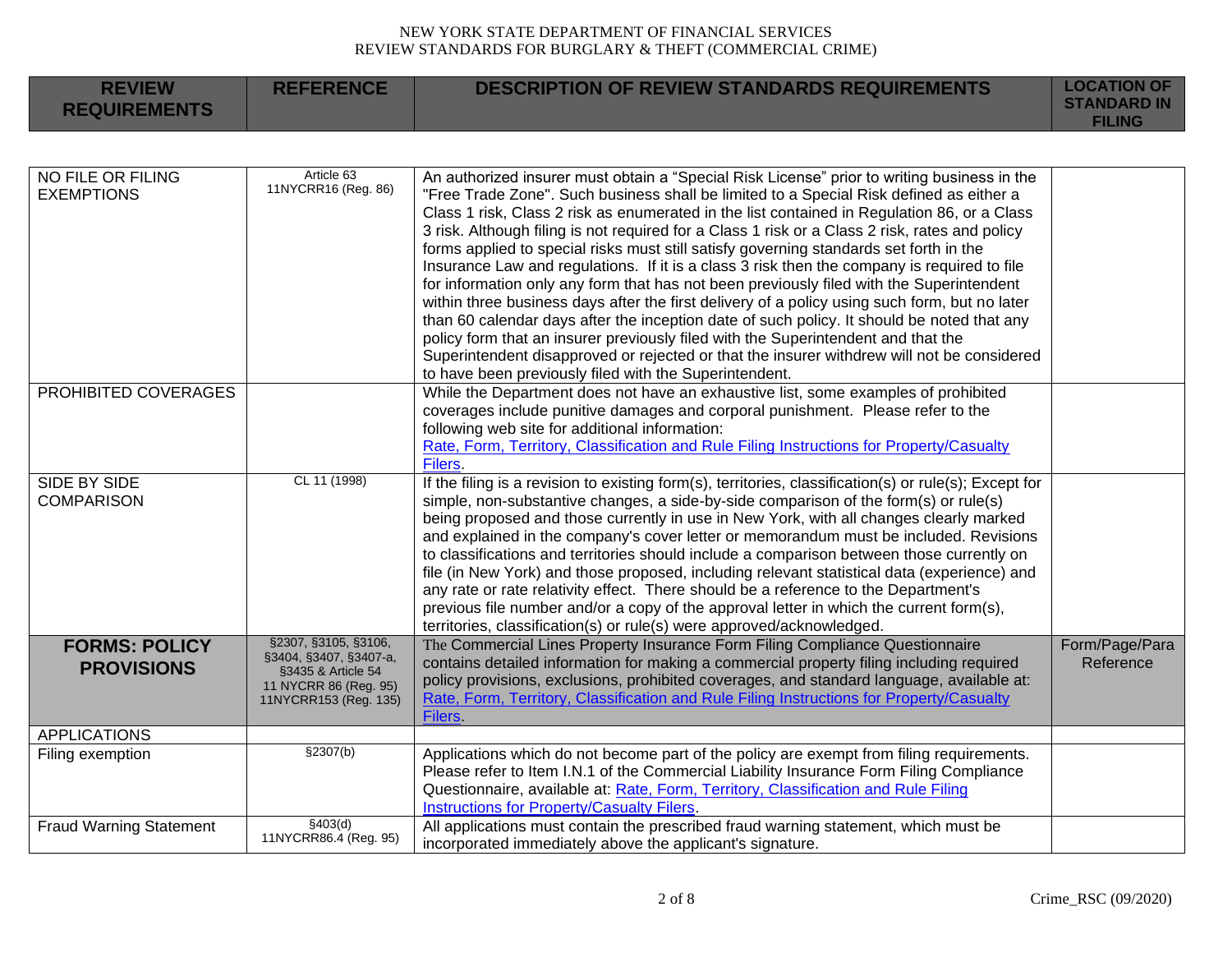| REVIEW REQUIREMENTS | REFERENCE | DESCRIPTION OF REVIEW STANDARDS REQUIREMENTS | LOCATION OF STANDARD IN FILING |
|---|---|---|---|
| NO FILE OR FILING EXEMPTIONS | Article 63 11NYCRR16 (Reg. 86) | An authorized insurer must obtain a "Special Risk License" prior to writing business in the "Free Trade Zone". Such business shall be limited to a Special Risk defined as either a Class 1 risk, Class 2 risk as enumerated in the list contained in Regulation 86, or a Class 3 risk. Although filing is not required for a Class 1 risk or a Class 2 risk, rates and policy forms applied to special risks must still satisfy governing standards set forth in the Insurance Law and regulations. If it is a class 3 risk then the company is required to file for information only any form that has not been previously filed with the Superintendent within three business days after the first delivery of a policy using such form, but no later than 60 calendar days after the inception date of such policy. It should be noted that any policy form that an insurer previously filed with the Superintendent and that the Superintendent disapproved or rejected or that the insurer withdrew will not be considered to have been previously filed with the Superintendent. | |
| PROHIBITED COVERAGES | | While the Department does not have an exhaustive list, some examples of prohibited coverages include punitive damages and corporal punishment. Please refer to the following web site for additional information: Rate, Form, Territory, Classification and Rule Filing Instructions for Property/Casualty Filers. | |
| SIDE BY SIDE COMPARISON | CL 11 (1998) | If the filing is a revision to existing form(s), territories, classification(s) or rule(s); Except for simple, non-substantive changes, a side-by-side comparison of the form(s) or rule(s) being proposed and those currently in use in New York, with all changes clearly marked and explained in the company's cover letter or memorandum must be included. Revisions to classifications and territories should include a comparison between those currently on file (in New York) and those proposed, including relevant statistical data (experience) and any rate or rate relativity effect. There should be a reference to the Department's previous file number and/or a copy of the approval letter in which the current form(s), territories, classification(s) or rule(s) were approved/acknowledged. | |
| **FORMS: POLICY PROVISIONS** | §2307, §3105, §3106, §3404, §3407, §3407-a, §3435 & Article 54 11 NYCRR 86 (Reg. 95) 11NYCRR153 (Reg. 135) | The Commercial Lines Property Insurance Form Filing Compliance Questionnaire contains detailed information for making a commercial property filing including required policy provisions, exclusions, prohibited coverages, and standard language, available at: Rate, Form, Territory, Classification and Rule Filing Instructions for Property/Casualty Filers. | Form/Page/Para Reference |
| APPLICATIONS | | | |
| Filing exemption | §2307(b) | Applications which do not become part of the policy are exempt from filing requirements. Please refer to Item I.N.1 of the Commercial Liability Insurance Form Filing Compliance Questionnaire, available at: Rate, Form, Territory, Classification and Rule Filing Instructions for Property/Casualty Filers. | |
| Fraud Warning Statement | §403(d) 11NYCRR86.4 (Reg. 95) | All applications must contain the prescribed fraud warning statement, which must be incorporated immediately above the applicant's signature. | |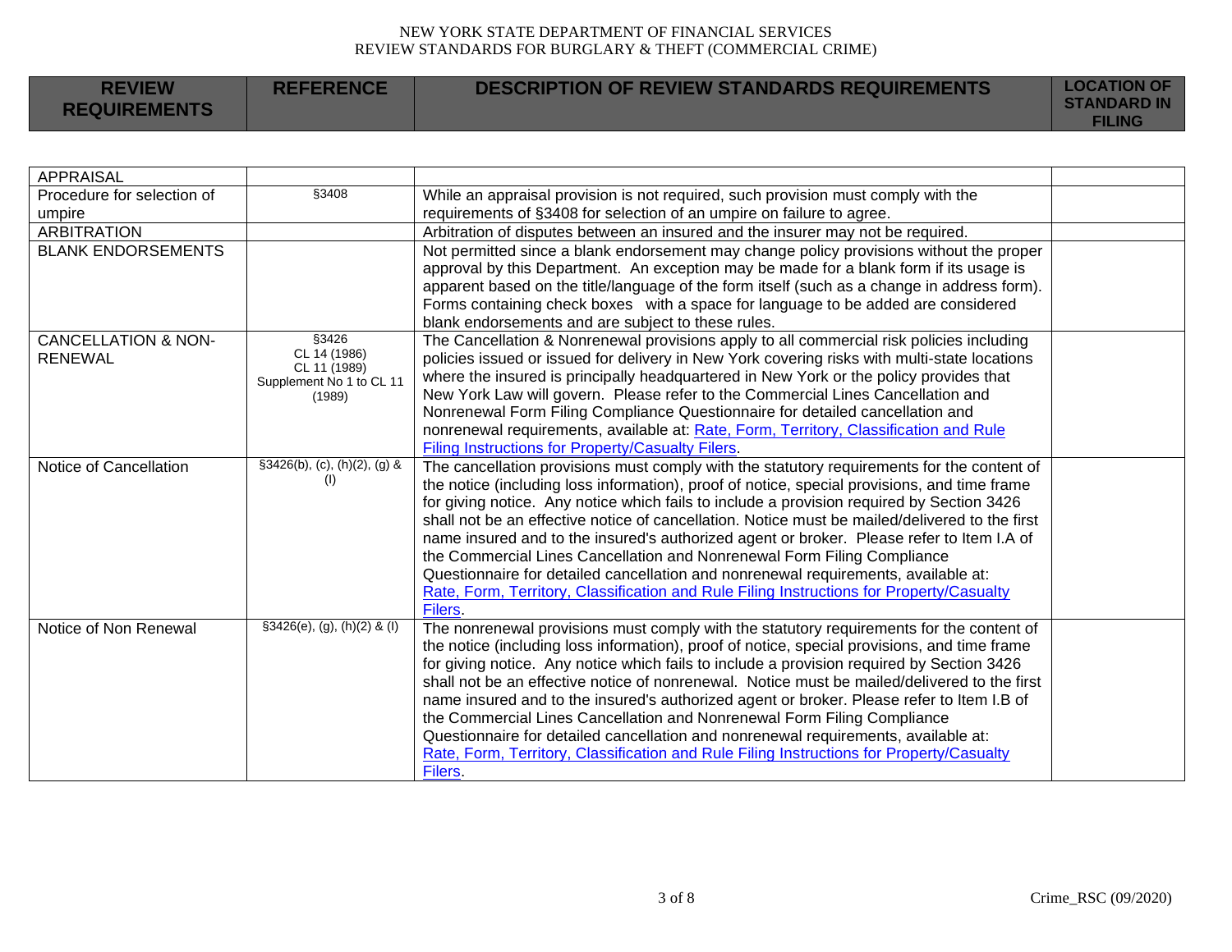| REVIEW REQUIREMENTS | REFERENCE | DESCRIPTION OF REVIEW STANDARDS REQUIREMENTS | LOCATION OF STANDARD IN FILING |
|---|---|---|---|
| APPRAISAL | | | |
| Procedure for selection of umpire | §3408 | While an appraisal provision is not required, such provision must comply with the requirements of §3408 for selection of an umpire on failure to agree. | |
| ARBITRATION | | Arbitration of disputes between an insured and the insurer may not be required. | |
| BLANK ENDORSEMENTS | | Not permitted since a blank endorsement may change policy provisions without the proper approval by this Department. An exception may be made for a blank form if its usage is apparent based on the title/language of the form itself (such as a change in address form). Forms containing check boxes with a space for language to be added are considered blank endorsements and are subject to these rules. | |
| CANCELLATION & NON-RENEWAL | §3426<br>CL 14 (1986)<br>CL 11 (1989)<br>Supplement No 1 to CL 11 (1989) | The Cancellation & Nonrenewal provisions apply to all commercial risk policies including policies issued or issued for delivery in New York covering risks with multi-state locations where the insured is principally headquartered in New York or the policy provides that New York Law will govern. Please refer to the Commercial Lines Cancellation and Nonrenewal Form Filing Compliance Questionnaire for detailed cancellation and nonrenewal requirements, available at: Rate, Form, Territory, Classification and Rule Filing Instructions for Property/Casualty Filers. | |
| Notice of Cancellation | §3426(b), (c), (h)(2), (g) & (l) | The cancellation provisions must comply with the statutory requirements for the content of the notice (including loss information), proof of notice, special provisions, and time frame for giving notice. Any notice which fails to include a provision required by Section 3426 shall not be an effective notice of cancellation. Notice must be mailed/delivered to the first name insured and to the insured's authorized agent or broker. Please refer to Item I.A of the Commercial Lines Cancellation and Nonrenewal Form Filing Compliance Questionnaire for detailed cancellation and nonrenewal requirements, available at: Rate, Form, Territory, Classification and Rule Filing Instructions for Property/Casualty Filers. | |
| Notice of Non Renewal | §3426(e), (g), (h)(2) & (l) | The nonrenewal provisions must comply with the statutory requirements for the content of the notice (including loss information), proof of notice, special provisions, and time frame for giving notice. Any notice which fails to include a provision required by Section 3426 shall not be an effective notice of nonrenewal. Notice must be mailed/delivered to the first name insured and to the insured's authorized agent or broker. Please refer to Item I.B of the Commercial Lines Cancellation and Nonrenewal Form Filing Compliance Questionnaire for detailed cancellation and nonrenewal requirements, available at: Rate, Form, Territory, Classification and Rule Filing Instructions for Property/Casualty Filers. | |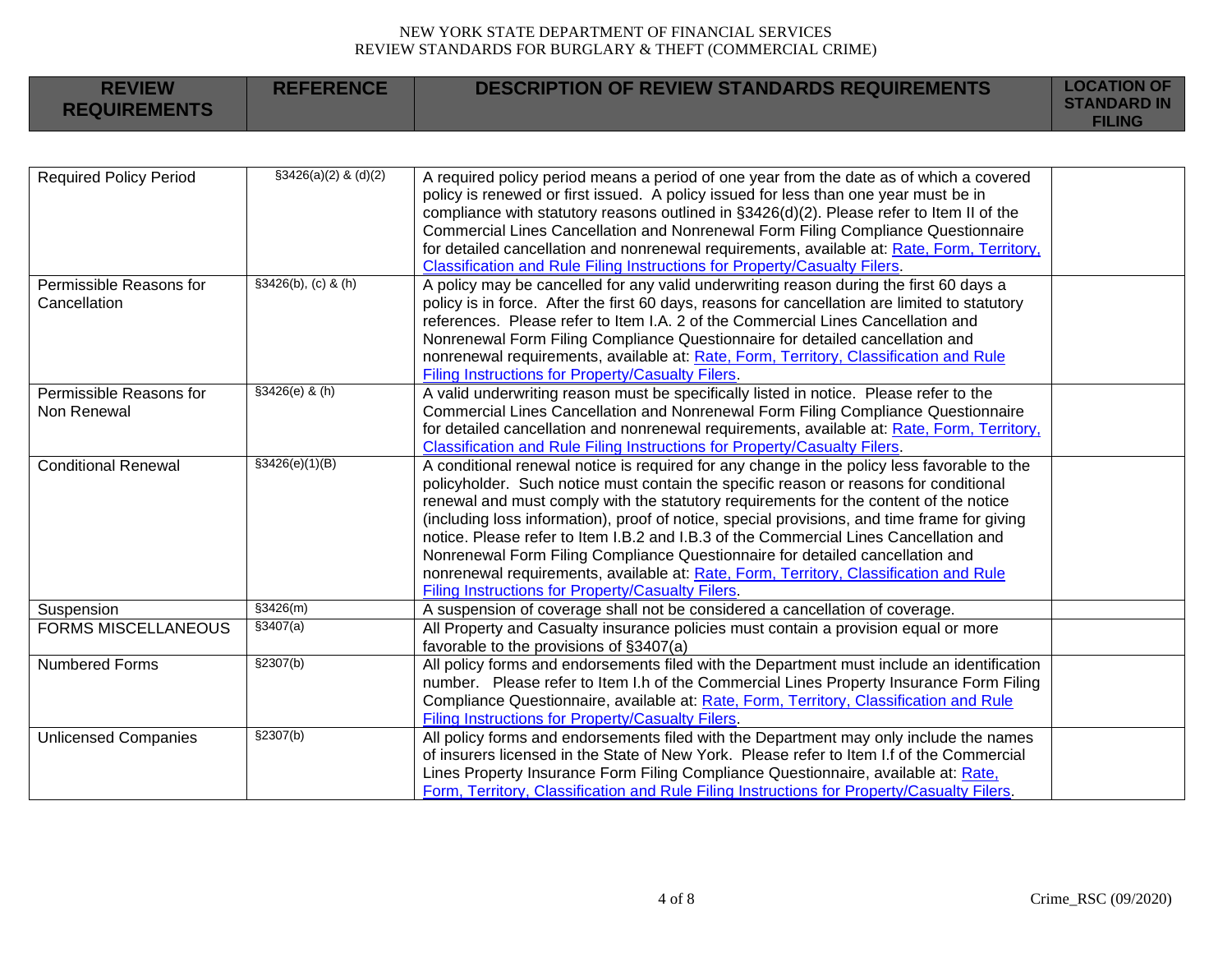NEW YORK STATE DEPARTMENT OF FINANCIAL SERVICES
REVIEW STANDARDS FOR BURGLARY & THEFT (COMMERCIAL CRIME)

| REVIEW REQUIREMENTS | REFERENCE | DESCRIPTION OF REVIEW STANDARDS REQUIREMENTS | LOCATION OF STANDARD IN FILING |
|---|---|---|---|
| Required Policy Period | §3426(a)(2) & (d)(2) | A required policy period means a period of one year from the date as of which a covered policy is renewed or first issued. A policy issued for less than one year must be in compliance with statutory reasons outlined in §3426(d)(2). Please refer to Item II of the Commercial Lines Cancellation and Nonrenewal Form Filing Compliance Questionnaire for detailed cancellation and nonrenewal requirements, available at: [Rate, Form, Territory, Classification and Rule Filing Instructions for Property/Casualty Filers](). | |
| Permissible Reasons for Cancellation | §3426(b), (c) & (h) | A policy may be cancelled for any valid underwriting reason during the first 60 days a policy is in force. After the first 60 days, reasons for cancellation are limited to statutory references. Please refer to Item I.A. 2 of the Commercial Lines Cancellation and Nonrenewal Form Filing Compliance Questionnaire for detailed cancellation and nonrenewal requirements, available at: [Rate, Form, Territory, Classification and Rule Filing Instructions for Property/Casualty Filers](). | |
| Permissible Reasons for Non Renewal | §3426(e) & (h) | A valid underwriting reason must be specifically listed in notice. Please refer to the Commercial Lines Cancellation and Nonrenewal Form Filing Compliance Questionnaire for detailed cancellation and nonrenewal requirements, available at: [Rate, Form, Territory, Classification and Rule Filing Instructions for Property/Casualty Filers](). | |
| Conditional Renewal | §3426(e)(1)(B) | A conditional renewal notice is required for any change in the policy less favorable to the policyholder. Such notice must contain the specific reason or reasons for conditional renewal and must comply with the statutory requirements for the content of the notice (including loss information), proof of notice, special provisions, and time frame for giving notice. Please refer to Item I.B.2 and I.B.3 of the Commercial Lines Cancellation and Nonrenewal Form Filing Compliance Questionnaire for detailed cancellation and nonrenewal requirements, available at: [Rate, Form, Territory, Classification and Rule Filing Instructions for Property/Casualty Filers](). | |
| Suspension | §3426(m) | A suspension of coverage shall not be considered a cancellation of coverage. | |
| FORMS MISCELLANEOUS | §3407(a) | All Property and Casualty insurance policies must contain a provision equal or more favorable to the provisions of §3407(a) | |
| Numbered Forms | §2307(b) | All policy forms and endorsements filed with the Department must include an identification number. Please refer to Item I.h of the Commercial Lines Property Insurance Form Filing Compliance Questionnaire, available at: [Rate, Form, Territory, Classification and Rule Filing Instructions for Property/Casualty Filers](). | |
| Unlicensed Companies | §2307(b) | All policy forms and endorsements filed with the Department may only include the names of insurers licensed in the State of New York. Please refer to Item I.f of the Commercial Lines Property Insurance Form Filing Compliance Questionnaire, available at: [Rate, Form, Territory, Classification and Rule Filing Instructions for Property/Casualty Filers](). | |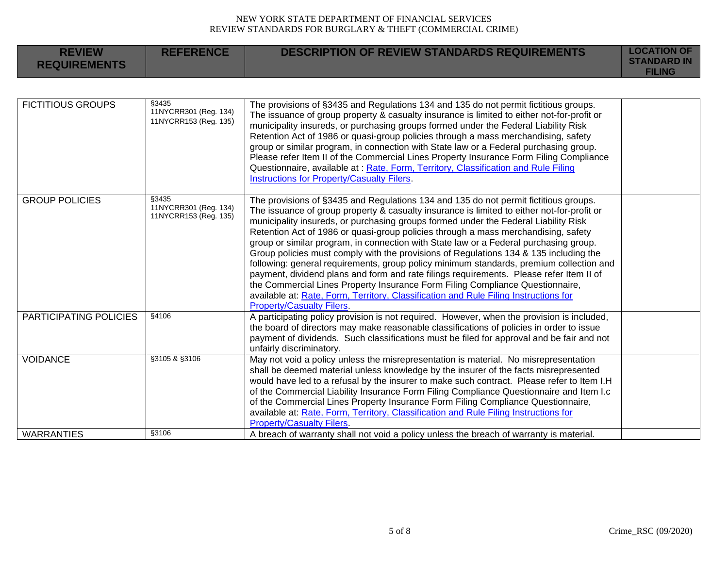| REVIEW REQUIREMENTS | REFERENCE | DESCRIPTION OF REVIEW STANDARDS REQUIREMENTS | LOCATION OF STANDARD IN FILING |
|---|---|---|---|
| FICTITIOUS GROUPS | §3435<br>11NYCRR301 (Reg. 134)<br>11NYCRR153 (Reg. 135) | The provisions of §3435 and Regulations 134 and 135 do not permit fictitious groups. The issuance of group property & casualty insurance is limited to either not-for-profit or municipality insureds, or purchasing groups formed under the Federal Liability Risk Retention Act of 1986 or quasi-group policies through a mass merchandising, safety group or similar program, in connection with State law or a Federal purchasing group. Please refer Item II of the Commercial Lines Property Insurance Form Filing Compliance Questionnaire, available at : Rate, Form, Territory, Classification and Rule Filing Instructions for Property/Casualty Filers. | |
| GROUP POLICIES | §3435<br>11NYCRR301 (Reg. 134)<br>11NYCRR153 (Reg. 135) | The provisions of §3435 and Regulations 134 and 135 do not permit fictitious groups. The issuance of group property & casualty insurance is limited to either not-for-profit or municipality insureds, or purchasing groups formed under the Federal Liability Risk Retention Act of 1986 or quasi-group policies through a mass merchandising, safety group or similar program, in connection with State law or a Federal purchasing group. Group policies must comply with the provisions of Regulations 134 & 135 including the following: general requirements, group policy minimum standards, premium collection and payment, dividend plans and form and rate filings requirements. Please refer Item II of the Commercial Lines Property Insurance Form Filing Compliance Questionnaire, available at: Rate, Form, Territory, Classification and Rule Filing Instructions for Property/Casualty Filers. | |
| PARTICIPATING POLICIES | §4106 | A participating policy provision is not required. However, when the provision is included, the board of directors may make reasonable classifications of policies in order to issue payment of dividends. Such classifications must be filed for approval and be fair and not unfairly discriminatory. | |
| VOIDANCE | §3105 & §3106 | May not void a policy unless the misrepresentation is material. No misrepresentation shall be deemed material unless knowledge by the insurer of the facts misrepresented would have led to a refusal by the insurer to make such contract. Please refer to Item I.H of the Commercial Liability Insurance Form Filing Compliance Questionnaire and Item I.c of the Commercial Lines Property Insurance Form Filing Compliance Questionnaire, available at: Rate, Form, Territory, Classification and Rule Filing Instructions for Property/Casualty Filers. | |
| WARRANTIES | §3106 | A breach of warranty shall not void a policy unless the breach of warranty is material. | |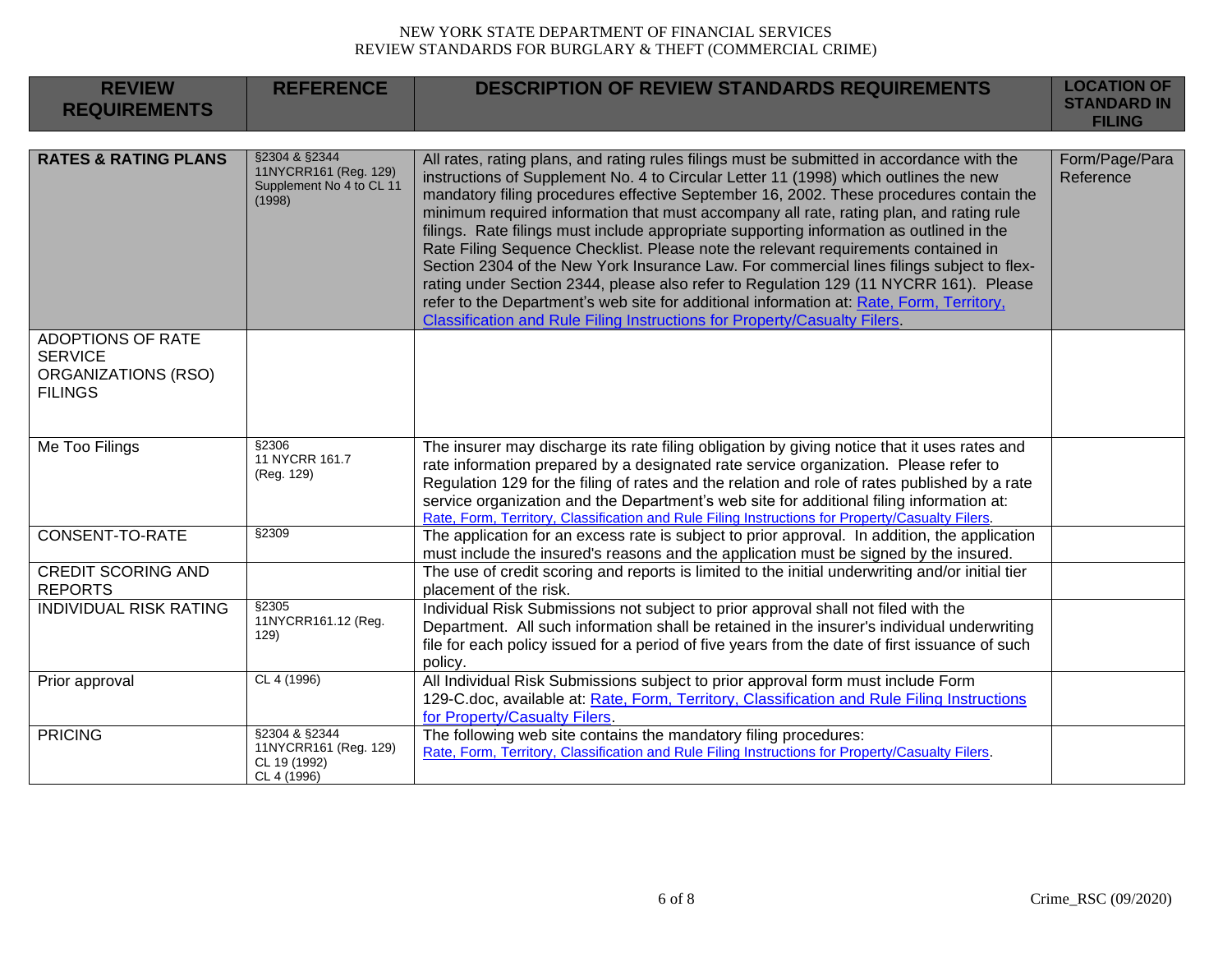| REVIEW REQUIREMENTS | REFERENCE | DESCRIPTION OF REVIEW STANDARDS REQUIREMENTS | LOCATION OF STANDARD IN FILING |
|---|---|---|---|
| **RATES & RATING PLANS** | §2304 & §2344 11NYCRR161 (Reg. 129) Supplement No 4 to CL 11 (1998) | All rates, rating plans, and rating rules filings must be submitted in accordance with the instructions of Supplement No. 4 to Circular Letter 11 (1998) which outlines the new mandatory filing procedures effective September 16, 2002. These procedures contain the minimum required information that must accompany all rate, rating plan, and rating rule filings. Rate filings must include appropriate supporting information as outlined in the Rate Filing Sequence Checklist. Please note the relevant requirements contained in Section 2304 of the New York Insurance Law. For commercial lines filings subject to flex-rating under Section 2344, please also refer to Regulation 129 (11 NYCRR 161). Please refer to the Department's web site for additional information at: Rate, Form, Territory, Classification and Rule Filing Instructions for Property/Casualty Filers. | Form/Page/Para Reference |
| ADOPTIONS OF RATE SERVICE ORGANIZATIONS (RSO) FILINGS | | | |
| Me Too Filings | §2306 11 NYCRR 161.7 (Reg. 129) | The insurer may discharge its rate filing obligation by giving notice that it uses rates and rate information prepared by a designated rate service organization. Please refer to Regulation 129 for the filing of rates and the relation and role of rates published by a rate service organization and the Department's web site for additional filing information at: Rate, Form, Territory, Classification and Rule Filing Instructions for Property/Casualty Filers. | |
| CONSENT-TO-RATE | §2309 | The application for an excess rate is subject to prior approval. In addition, the application must include the insured's reasons and the application must be signed by the insured. | |
| CREDIT SCORING AND REPORTS | | The use of credit scoring and reports is limited to the initial underwriting and/or initial tier placement of the risk. | |
| INDIVIDUAL RISK RATING | §2305 11NYCRR161.12 (Reg. 129) | Individual Risk Submissions not subject to prior approval shall not filed with the Department. All such information shall be retained in the insurer's individual underwriting file for each policy issued for a period of five years from the date of first issuance of such policy. | |
| Prior approval | CL 4 (1996) | All Individual Risk Submissions subject to prior approval form must include Form 129-C.doc, available at: Rate, Form, Territory, Classification and Rule Filing Instructions for Property/Casualty Filers. | |
| PRICING | §2304 & §2344 11NYCRR161 (Reg. 129) CL 19 (1992) CL 4 (1996) | The following web site contains the mandatory filing procedures: Rate, Form, Territory, Classification and Rule Filing Instructions for Property/Casualty Filers. | |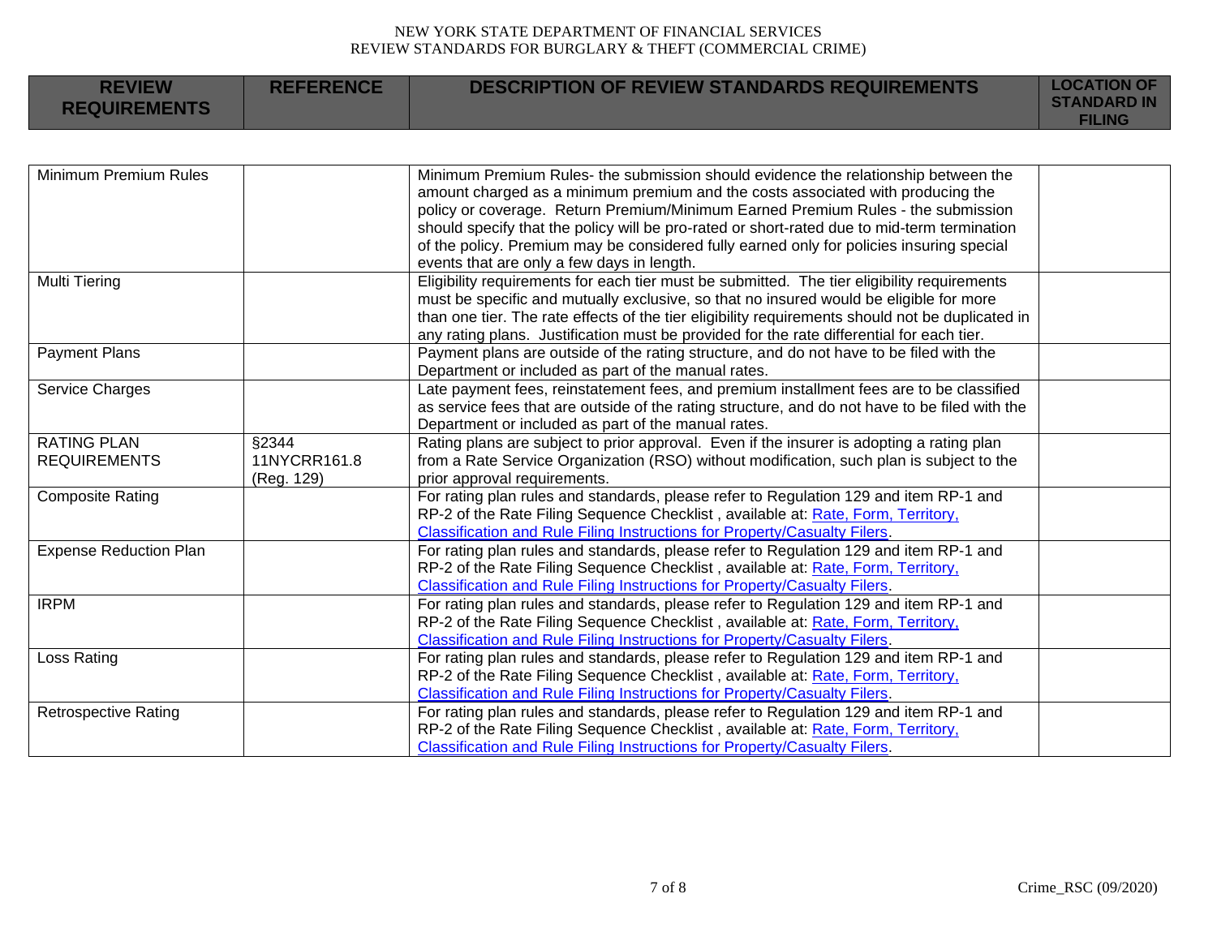| REVIEW REQUIREMENTS | REFERENCE | DESCRIPTION OF REVIEW STANDARDS REQUIREMENTS | LOCATION OF STANDARD IN FILING |
|---|---|---|---|
| Minimum Premium Rules | | Minimum Premium Rules- the submission should evidence the relationship between the amount charged as a minimum premium and the costs associated with producing the policy or coverage. Return Premium/Minimum Earned Premium Rules - the submission should specify that the policy will be pro-rated or short-rated due to mid-term termination of the policy. Premium may be considered fully earned only for policies insuring special events that are only a few days in length. | |
| Multi Tiering | | Eligibility requirements for each tier must be submitted. The tier eligibility requirements must be specific and mutually exclusive, so that no insured would be eligible for more than one tier. The rate effects of the tier eligibility requirements should not be duplicated in any rating plans. Justification must be provided for the rate differential for each tier. | |
| Payment Plans | | Payment plans are outside of the rating structure, and do not have to be filed with the Department or included as part of the manual rates. | |
| Service Charges | | Late payment fees, reinstatement fees, and premium installment fees are to be classified as service fees that are outside of the rating structure, and do not have to be filed with the Department or included as part of the manual rates. | |
| RATING PLAN REQUIREMENTS | §2344 11NYCRR161.8 (Reg. 129) | Rating plans are subject to prior approval. Even if the insurer is adopting a rating plan from a Rate Service Organization (RSO) without modification, such plan is subject to the prior approval requirements. | |
| Composite Rating | | For rating plan rules and standards, please refer to Regulation 129 and item RP-1 and RP-2 of the Rate Filing Sequence Checklist , available at: Rate, Form, Territory, Classification and Rule Filing Instructions for Property/Casualty Filers. | |
| Expense Reduction Plan | | For rating plan rules and standards, please refer to Regulation 129 and item RP-1 and RP-2 of the Rate Filing Sequence Checklist , available at: Rate, Form, Territory, Classification and Rule Filing Instructions for Property/Casualty Filers. | |
| IRPM | | For rating plan rules and standards, please refer to Regulation 129 and item RP-1 and RP-2 of the Rate Filing Sequence Checklist , available at: Rate, Form, Territory, Classification and Rule Filing Instructions for Property/Casualty Filers. | |
| Loss Rating | | For rating plan rules and standards, please refer to Regulation 129 and item RP-1 and RP-2 of the Rate Filing Sequence Checklist , available at: Rate, Form, Territory, Classification and Rule Filing Instructions for Property/Casualty Filers. | |
| Retrospective Rating | | For rating plan rules and standards, please refer to Regulation 129 and item RP-1 and RP-2 of the Rate Filing Sequence Checklist , available at: Rate, Form, Territory, Classification and Rule Filing Instructions for Property/Casualty Filers. | |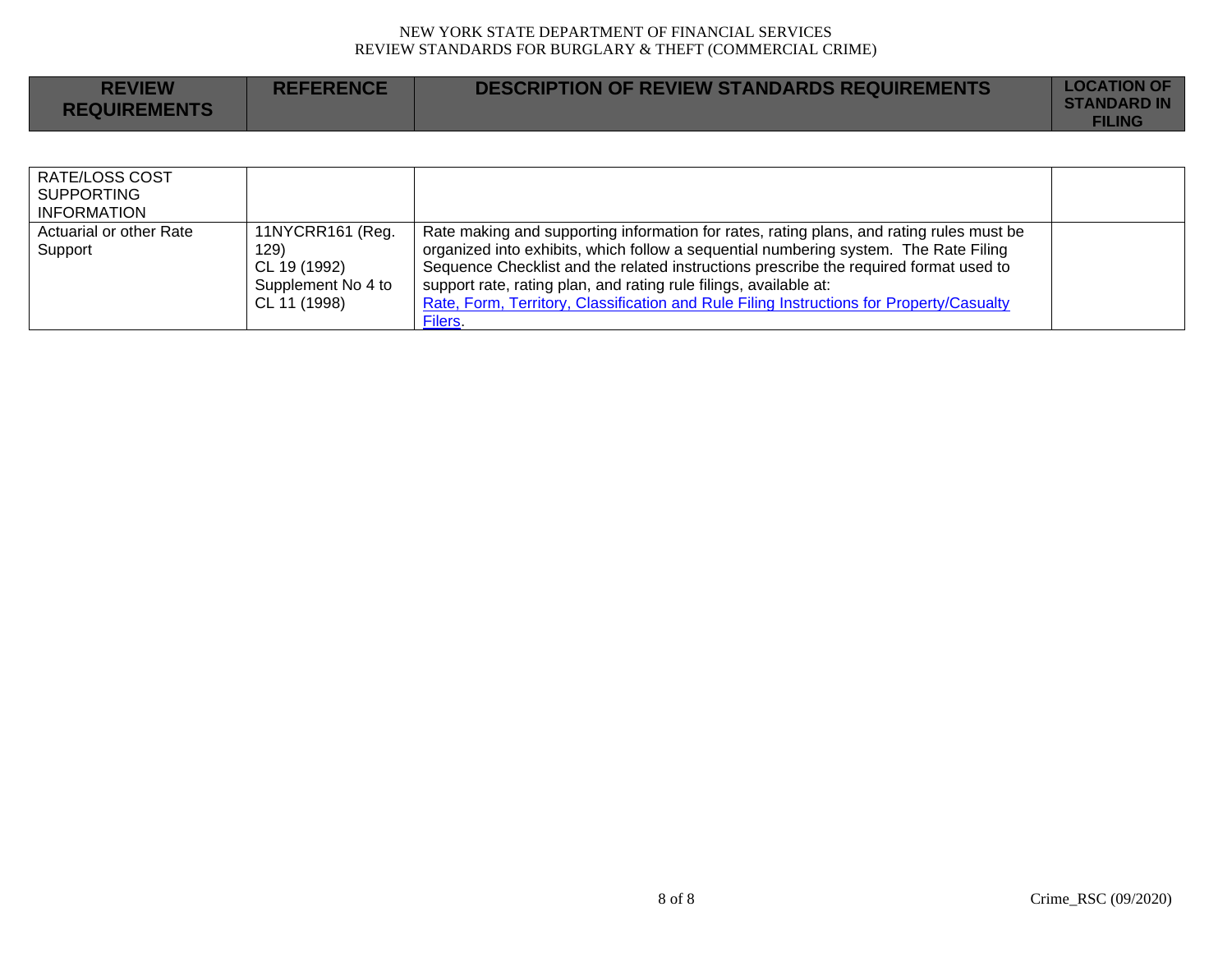| REVIEW REQUIREMENTS | REFERENCE | DESCRIPTION OF REVIEW STANDARDS REQUIREMENTS | LOCATION OF STANDARD IN FILING |
|---|---|---|---|
| RATE/LOSS COST SUPPORTING INFORMATION | | | |
| Actuarial or other Rate Support | 11NYCRR161 (Reg. 129)<br>CL 19 (1992)<br>Supplement No 4 to CL 11 (1998) | Rate making and supporting information for rates, rating plans, and rating rules must be organized into exhibits, which follow a sequential numbering system. The Rate Filing Sequence Checklist and the related instructions prescribe the required format used to support rate, rating plan, and rating rule filings, available at: Rate, Form, Territory, Classification and Rule Filing Instructions for Property/Casualty Filers. | |